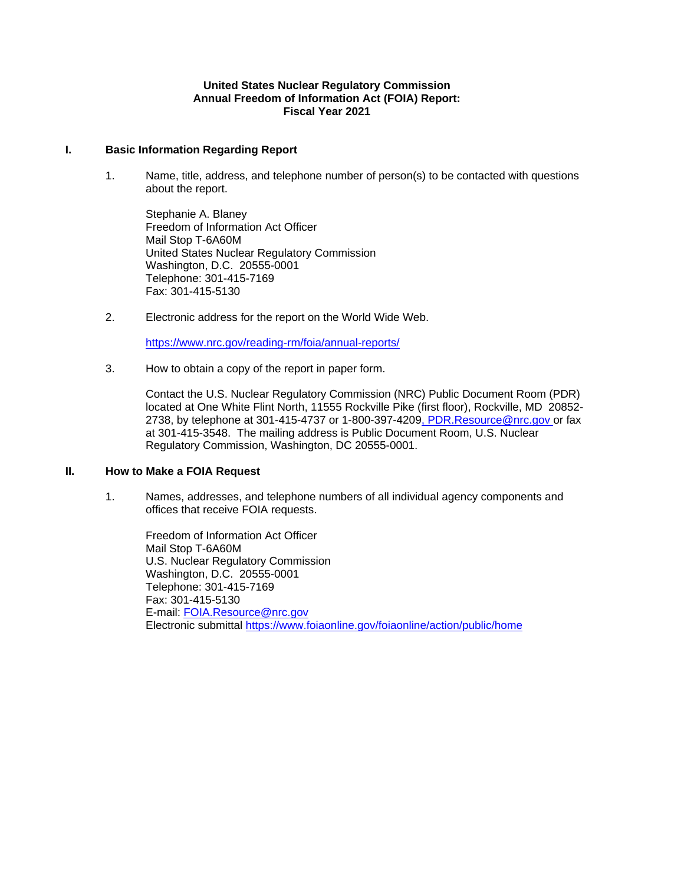# United States Nuclear Regulatory Commission
# Annual Freedom of Information Act (FOIA) Report:
# Fiscal Year 2021

## I. Basic Information Regarding Report

1. Name, title, address, and telephone number of person(s) to be contacted with questions about the report.

   Stephanie A. Blaney
   Freedom of Information Act Officer
   Mail Stop T-6A60M
   United States Nuclear Regulatory Commission
   Washington, D.C. 20555-0001
   Telephone: 301-415-7169
   Fax: 301-415-5130

2. Electronic address for the report on the World Wide Web.

   https://www.nrc.gov/reading-rm/foia/annual-reports/

3. How to obtain a copy of the report in paper form.

   Contact the U.S. Nuclear Regulatory Commission (NRC) Public Document Room (PDR) located at One White Flint North, 11555 Rockville Pike (first floor), Rockville, MD 20852-2738, by telephone at 301-415-4737 or 1-800-397-4209, PDR.Resource@nrc.gov or fax at 301-415-3548. The mailing address is Public Document Room, U.S. Nuclear Regulatory Commission, Washington, DC 20555-0001.

## II. How to Make a FOIA Request

1. Names, addresses, and telephone numbers of all individual agency components and offices that receive FOIA requests.

   Freedom of Information Act Officer
   Mail Stop T-6A60M
   U.S. Nuclear Regulatory Commission
   Washington, D.C. 20555-0001
   Telephone: 301-415-7169
   Fax: 301-415-5130
   E-mail: FOIA.Resource@nrc.gov
   Electronic submittal https://www.foiaonline.gov/foiaonline/action/public/home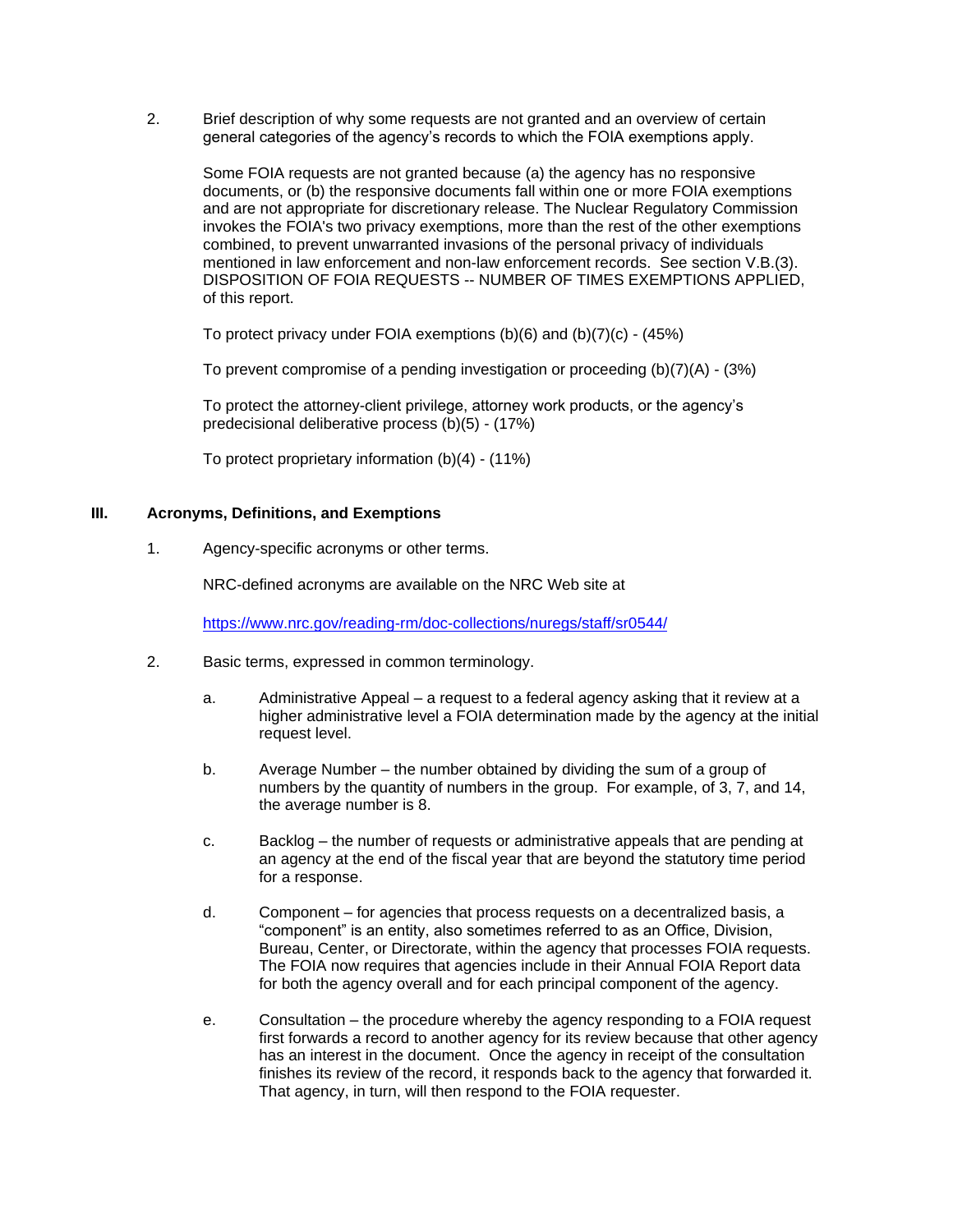2. Brief description of why some requests are not granted and an overview of certain general categories of the agency's records to which the FOIA exemptions apply.

   Some FOIA requests are not granted because (a) the agency has no responsive documents, or (b) the responsive documents fall within one or more FOIA exemptions and are not appropriate for discretionary release. The Nuclear Regulatory Commission invokes the FOIA's two privacy exemptions, more than the rest of the other exemptions combined, to prevent unwarranted invasions of the personal privacy of individuals mentioned in law enforcement and non-law enforcement records. See section V.B.(3). DISPOSITION OF FOIA REQUESTS -- NUMBER OF TIMES EXEMPTIONS APPLIED, of this report.

   To protect privacy under FOIA exemptions (b)(6) and (b)(7)(c) - (45%)

   To prevent compromise of a pending investigation or proceeding (b)(7)(A) - (3%)

   To protect the attorney-client privilege, attorney work products, or the agency's predecisional deliberative process (b)(5) - (17%)

   To protect proprietary information (b)(4) - (11%)

## III. Acronyms, Definitions, and Exemptions

1. Agency-specific acronyms or other terms.

   NRC-defined acronyms are available on the NRC Web site at

   https://www.nrc.gov/reading-rm/doc-collections/nuregs/staff/sr0544/

2. Basic terms, expressed in common terminology.

   a. Administrative Appeal – a request to a federal agency asking that it review at a higher administrative level a FOIA determination made by the agency at the initial request level.

   b. Average Number – the number obtained by dividing the sum of a group of numbers by the quantity of numbers in the group. For example, of 3, 7, and 14, the average number is 8.

   c. Backlog – the number of requests or administrative appeals that are pending at an agency at the end of the fiscal year that are beyond the statutory time period for a response.

   d. Component – for agencies that process requests on a decentralized basis, a "component" is an entity, also sometimes referred to as an Office, Division, Bureau, Center, or Directorate, within the agency that processes FOIA requests. The FOIA now requires that agencies include in their Annual FOIA Report data for both the agency overall and for each principal component of the agency.

   e. Consultation – the procedure whereby the agency responding to a FOIA request first forwards a record to another agency for its review because that other agency has an interest in the document. Once the agency in receipt of the consultation finishes its review of the record, it responds back to the agency that forwarded it. That agency, in turn, will then respond to the FOIA requester.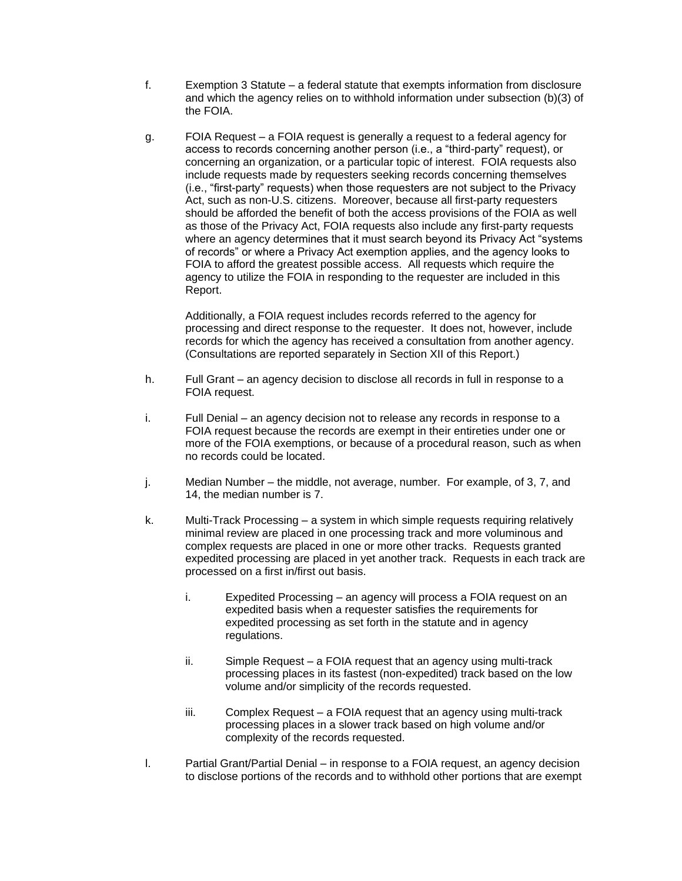f. Exemption 3 Statute – a federal statute that exempts information from disclosure and which the agency relies on to withhold information under subsection (b)(3) of the FOIA.

g. FOIA Request – a FOIA request is generally a request to a federal agency for access to records concerning another person (i.e., a "third-party" request), or concerning an organization, or a particular topic of interest. FOIA requests also include requests made by requesters seeking records concerning themselves (i.e., "first-party" requests) when those requesters are not subject to the Privacy Act, such as non-U.S. citizens. Moreover, because all first-party requesters should be afforded the benefit of both the access provisions of the FOIA as well as those of the Privacy Act, FOIA requests also include any first-party requests where an agency determines that it must search beyond its Privacy Act "systems of records" or where a Privacy Act exemption applies, and the agency looks to FOIA to afford the greatest possible access. All requests which require the agency to utilize the FOIA in responding to the requester are included in this Report.

   Additionally, a FOIA request includes records referred to the agency for processing and direct response to the requester. It does not, however, include records for which the agency has received a consultation from another agency. (Consultations are reported separately in Section XII of this Report.)

h. Full Grant – an agency decision to disclose all records in full in response to a FOIA request.

i. Full Denial – an agency decision not to release any records in response to a FOIA request because the records are exempt in their entireties under one or more of the FOIA exemptions, or because of a procedural reason, such as when no records could be located.

j. Median Number – the middle, not average, number. For example, of 3, 7, and 14, the median number is 7.

k. Multi-Track Processing – a system in which simple requests requiring relatively minimal review are placed in one processing track and more voluminous and complex requests are placed in one or more other tracks. Requests granted expedited processing are placed in yet another track. Requests in each track are processed on a first in/first out basis.

   i. Expedited Processing – an agency will process a FOIA request on an expedited basis when a requester satisfies the requirements for expedited processing as set forth in the statute and in agency regulations.

   ii. Simple Request – a FOIA request that an agency using multi-track processing places in its fastest (non-expedited) track based on the low volume and/or simplicity of the records requested.

   iii. Complex Request – a FOIA request that an agency using multi-track processing places in a slower track based on high volume and/or complexity of the records requested.

l. Partial Grant/Partial Denial – in response to a FOIA request, an agency decision to disclose portions of the records and to withhold other portions that are exempt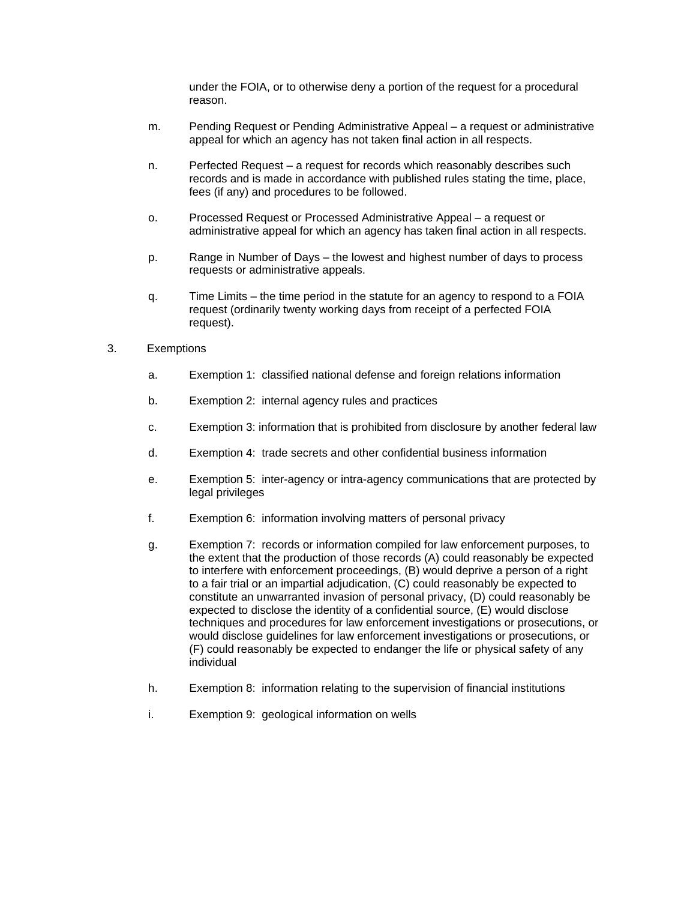under the FOIA, or to otherwise deny a portion of the request for a procedural reason.

m. Pending Request or Pending Administrative Appeal – a request or administrative appeal for which an agency has not taken final action in all respects.

n. Perfected Request – a request for records which reasonably describes such records and is made in accordance with published rules stating the time, place, fees (if any) and procedures to be followed.

o. Processed Request or Processed Administrative Appeal – a request or administrative appeal for which an agency has taken final action in all respects.

p. Range in Number of Days – the lowest and highest number of days to process requests or administrative appeals.

q. Time Limits – the time period in the statute for an agency to respond to a FOIA request (ordinarily twenty working days from receipt of a perfected FOIA request).

3. Exemptions

a. Exemption 1: classified national defense and foreign relations information

b. Exemption 2: internal agency rules and practices

c. Exemption 3: information that is prohibited from disclosure by another federal law

d. Exemption 4: trade secrets and other confidential business information

e. Exemption 5: inter-agency or intra-agency communications that are protected by legal privileges

f. Exemption 6: information involving matters of personal privacy

g. Exemption 7: records or information compiled for law enforcement purposes, to the extent that the production of those records (A) could reasonably be expected to interfere with enforcement proceedings, (B) would deprive a person of a right to a fair trial or an impartial adjudication, (C) could reasonably be expected to constitute an unwarranted invasion of personal privacy, (D) could reasonably be expected to disclose the identity of a confidential source, (E) would disclose techniques and procedures for law enforcement investigations or prosecutions, or would disclose guidelines for law enforcement investigations or prosecutions, or (F) could reasonably be expected to endanger the life or physical safety of any individual

h. Exemption 8: information relating to the supervision of financial institutions

i. Exemption 9: geological information on wells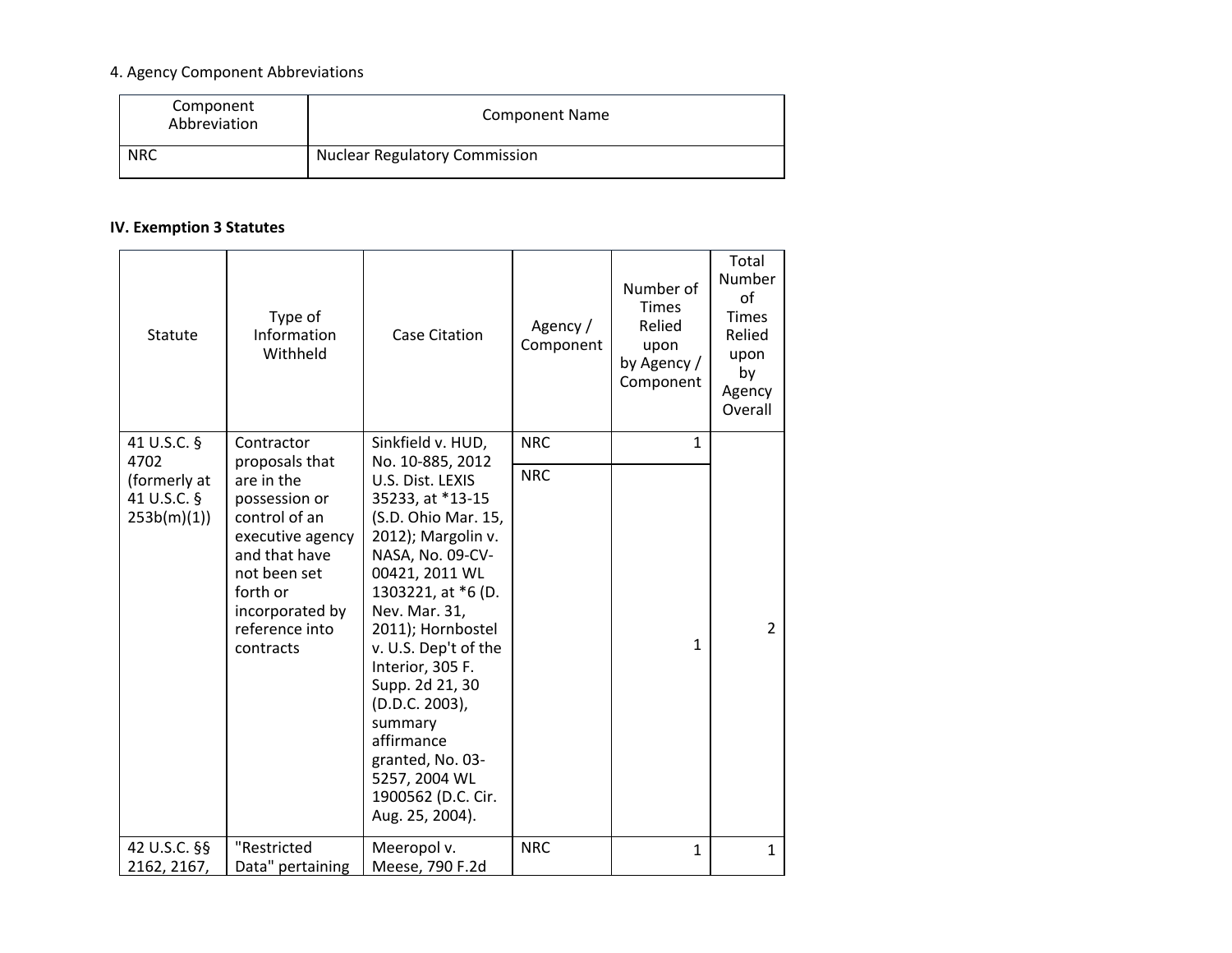4. Agency Component Abbreviations

| Component Abbreviation | Component Name |
|---|---|
| NRC | Nuclear Regulatory Commission |

**IV. Exemption 3 Statutes**

| Statute | Type of Information Withheld | Case Citation | Agency / Component | Number of Times Relied upon by Agency / Component | Total Number of Times Relied upon by Agency Overall |
|---|---|---|---|---|---|
| 41 U.S.C. § 4702 (formerly at 41 U.S.C. § 253b(m)(1)) | Contractor proposals that are in the possession or control of an executive agency and that have not been set forth or incorporated by reference into contracts | Sinkfield v. HUD, No. 10-885, 2012 U.S. Dist. LEXIS 35233, at *13-15 (S.D. Ohio Mar. 15, 2012); Margolin v. NASA, No. 09-CV-00421, 2011 WL 1303221, at *6 (D. Nev. Mar. 31, 2011); Hornbostel v. U.S. Dep't of the Interior, 305 F. Supp. 2d 21, 30 (D.D.C. 2003), summary affirmance granted, No. 03-5257, 2004 WL 1900562 (D.C. Cir. Aug. 25, 2004). | NRC | 1 | 2 |
| | | | NRC | 1 | |
| 42 U.S.C. §§ 2162, 2167, | "Restricted Data" pertaining | Meeropol v. Meese, 790 F.2d | NRC | 1 | 1 |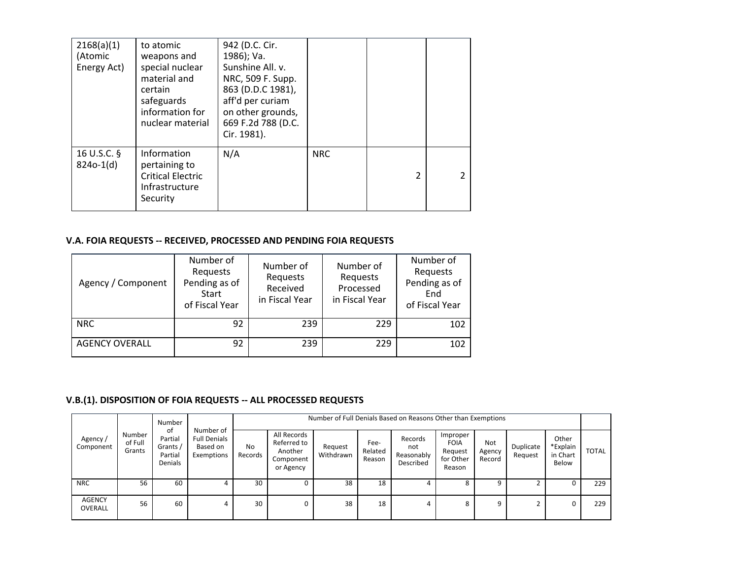| | | | | | |
|---|---|---|---|---|---|
| 2168(a)(1) (Atomic Energy Act) | to atomic weapons and special nuclear material and certain safeguards information for nuclear material | 942 (D.C. Cir. 1986); Va. Sunshine All. v. NRC, 509 F. Supp. 863 (D.D.C 1981), aff'd per curiam on other grounds, 669 F.2d 788 (D.C. Cir. 1981). | | | |
| 16 U.S.C. § 824o-1(d) | Information pertaining to Critical Electric Infrastructure Security | N/A | NRC | 2 | 2 |

### V.A. FOIA REQUESTS -- RECEIVED, PROCESSED AND PENDING FOIA REQUESTS

| Agency / Component | Number of Requests Pending as of Start of Fiscal Year | Number of Requests Received in Fiscal Year | Number of Requests Processed in Fiscal Year | Number of Requests Pending as of End of Fiscal Year |
|---|---|---|---|---|
| NRC | 92 | 239 | 229 | 102 |
| AGENCY OVERALL | 92 | 239 | 229 | 102 |

### V.B.(1). DISPOSITION OF FOIA REQUESTS -- ALL PROCESSED REQUESTS

| Agency / Component | Number of Full Grants | Number of Partial Grants / Partial Denials | Number of Full Denials Based on Exemptions | Number of Full Denials Based on Reasons Other than Exemptions | | | | | | | | | TOTAL |
|---|---|---|---|---|---|---|---|---|---|---|---|---|---|
| | | | | No Records | All Records Referred to Another Component or Agency | Request Withdrawn | Fee-Related Reason | Records not Reasonably Described | Improper FOIA Request for Other Reason | Not Agency Record | Duplicate Request | Other *Explain in Chart Below | |
| NRC | 56 | 60 | 4 | 30 | 0 | 38 | 18 | 4 | 8 | 9 | 2 | 0 | 229 |
| AGENCY OVERALL | 56 | 60 | 4 | 30 | 0 | 38 | 18 | 4 | 8 | 9 | 2 | 0 | 229 |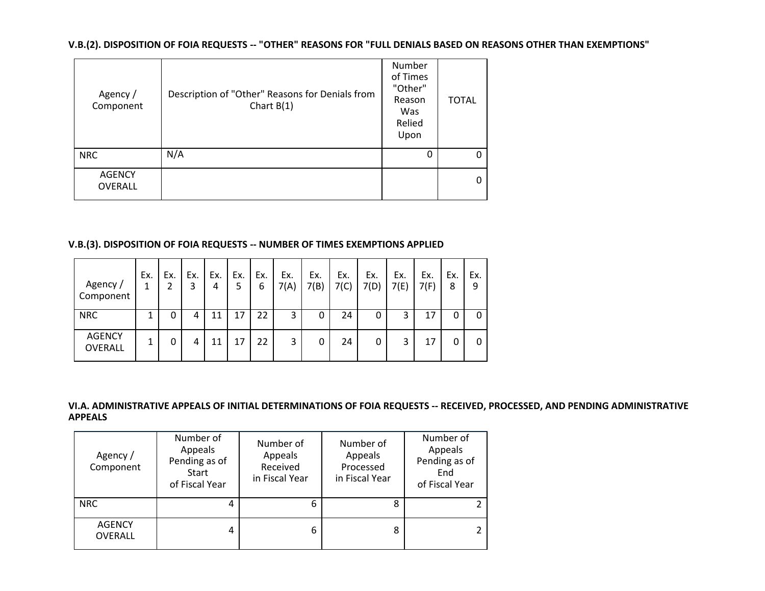### V.B.(2). DISPOSITION OF FOIA REQUESTS -- "OTHER" REASONS FOR "FULL DENIALS BASED ON REASONS OTHER THAN EXEMPTIONS"

| Agency / Component | Description of "Other" Reasons for Denials from Chart B(1) | Number of Times "Other" Reason Was Relied Upon | TOTAL |
|---|---|---|---|
| NRC | N/A | 0 | 0 |
| AGENCY OVERALL | | | 0 |

### V.B.(3). DISPOSITION OF FOIA REQUESTS -- NUMBER OF TIMES EXEMPTIONS APPLIED

| Agency / Component | Ex. 1 | Ex. 2 | Ex. 3 | Ex. 4 | Ex. 5 | Ex. 6 | Ex. 7(A) | Ex. 7(B) | Ex. 7(C) | Ex. 7(D) | Ex. 7(E) | Ex. 7(F) | Ex. 8 | Ex. 9 |
|---|---|---|---|---|---|---|---|---|---|---|---|---|---|---|
| NRC | 1 | 0 | 4 | 11 | 17 | 22 | 3 | 0 | 24 | 0 | 3 | 17 | 0 | 0 |
| AGENCY OVERALL | 1 | 0 | 4 | 11 | 17 | 22 | 3 | 0 | 24 | 0 | 3 | 17 | 0 | 0 |

### VI.A. ADMINISTRATIVE APPEALS OF INITIAL DETERMINATIONS OF FOIA REQUESTS -- RECEIVED, PROCESSED, AND PENDING ADMINISTRATIVE APPEALS

| Agency / Component | Number of Appeals Pending as of Start of Fiscal Year | Number of Appeals Received in Fiscal Year | Number of Appeals Processed in Fiscal Year | Number of Appeals Pending as of End of Fiscal Year |
|---|---|---|---|---|
| NRC | 4 | 6 | 8 | 2 |
| AGENCY OVERALL | 4 | 6 | 8 | 2 |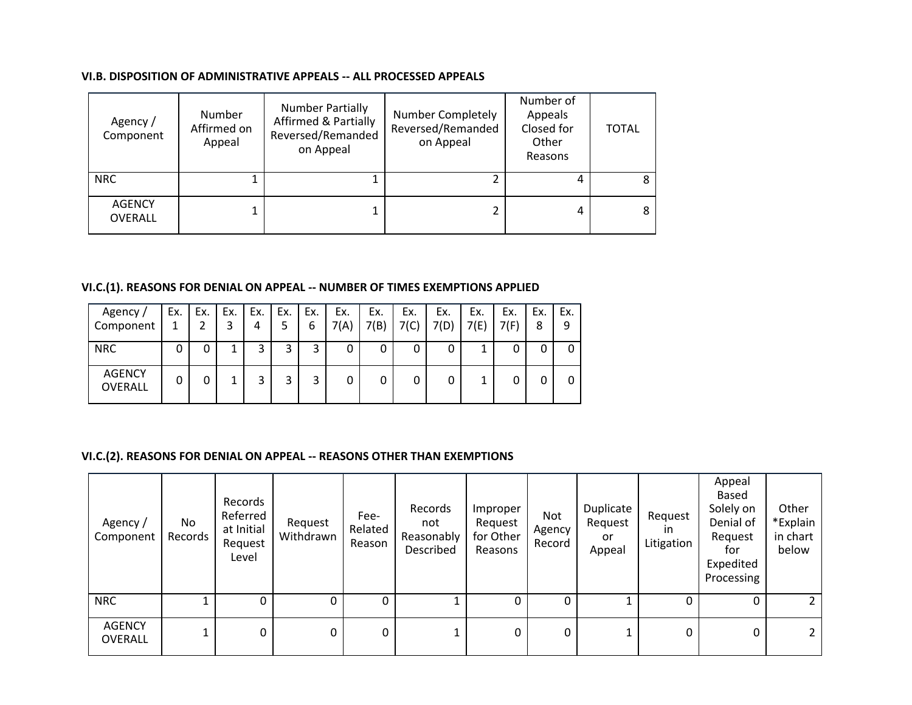### VI.B. DISPOSITION OF ADMINISTRATIVE APPEALS -- ALL PROCESSED APPEALS

| Agency / Component | Number Affirmed on Appeal | Number Partially Affirmed & Partially Reversed/Remanded on Appeal | Number Completely Reversed/Remanded on Appeal | Number of Appeals Closed for Other Reasons | TOTAL |
|---|---|---|---|---|---|
| NRC | 1 | 1 | 2 | 4 | 8 |
| AGENCY OVERALL | 1 | 1 | 2 | 4 | 8 |

### VI.C.(1). REASONS FOR DENIAL ON APPEAL -- NUMBER OF TIMES EXEMPTIONS APPLIED

| Agency / Component | Ex. 1 | Ex. 2 | Ex. 3 | Ex. 4 | Ex. 5 | Ex. 6 | Ex. 7(A) | Ex. 7(B) | Ex. 7(C) | Ex. 7(D) | Ex. 7(E) | Ex. 7(F) | Ex. 8 | Ex. 9 |
|---|---|---|---|---|---|---|---|---|---|---|---|---|---|---|
| NRC | 0 | 0 | 1 | 3 | 3 | 3 | 0 | 0 | 0 | 0 | 1 | 0 | 0 | 0 |
| AGENCY OVERALL | 0 | 0 | 1 | 3 | 3 | 3 | 0 | 0 | 0 | 0 | 1 | 0 | 0 | 0 |

### VI.C.(2). REASONS FOR DENIAL ON APPEAL -- REASONS OTHER THAN EXEMPTIONS

| Agency / Component | No Records | Records Referred at Initial Request Level | Request Withdrawn | Fee-Related Reason | Records not Reasonably Described | Improper Request for Other Reasons | Not Agency Record | Duplicate Request or Appeal | Request in Litigation | Appeal Based Solely on Denial of Request for Expedited Processing | Other *Explain in chart below |
|---|---|---|---|---|---|---|---|---|---|---|---|
| NRC | 1 | 0 | 0 | 0 | 1 | 0 | 0 | 1 | 0 | 0 | 2 |
| AGENCY OVERALL | 1 | 0 | 0 | 0 | 1 | 0 | 0 | 1 | 0 | 0 | 2 |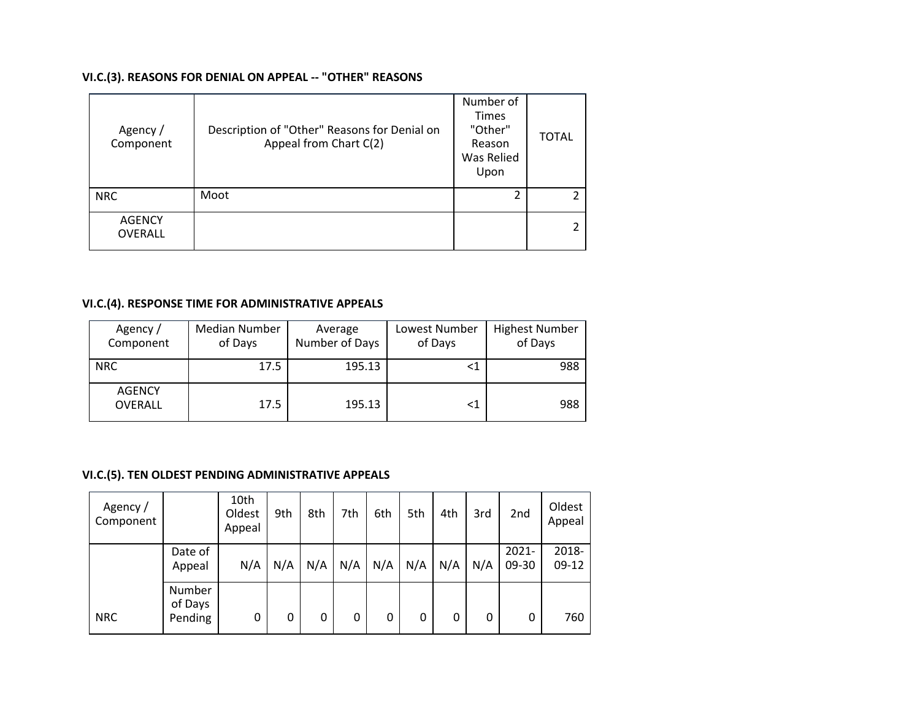### VI.C.(3). REASONS FOR DENIAL ON APPEAL -- "OTHER" REASONS

| Agency / Component | Description of "Other" Reasons for Denial on Appeal from Chart C(2) | Number of Times "Other" Reason Was Relied Upon | TOTAL |
|---|---|---|---|
| NRC | Moot | 2 | 2 |
| AGENCY OVERALL | | | 2 |

### VI.C.(4). RESPONSE TIME FOR ADMINISTRATIVE APPEALS

| Agency / Component | Median Number of Days | Average Number of Days | Lowest Number of Days | Highest Number of Days |
|---|---|---|---|---|
| NRC | 17.5 | 195.13 | <1 | 988 |
| AGENCY OVERALL | 17.5 | 195.13 | <1 | 988 |

### VI.C.(5). TEN OLDEST PENDING ADMINISTRATIVE APPEALS

| Agency / Component | | 10th Oldest Appeal | 9th | 8th | 7th | 6th | 5th | 4th | 3rd | 2nd | Oldest Appeal |
|---|---|---|---|---|---|---|---|---|---|---|---|
| NRC | Date of Appeal | N/A | N/A | N/A | N/A | N/A | N/A | N/A | N/A | 2021-09-30 | 2018-09-12 |
| | Number of Days Pending | 0 | 0 | 0 | 0 | 0 | 0 | 0 | 0 | 0 | 760 |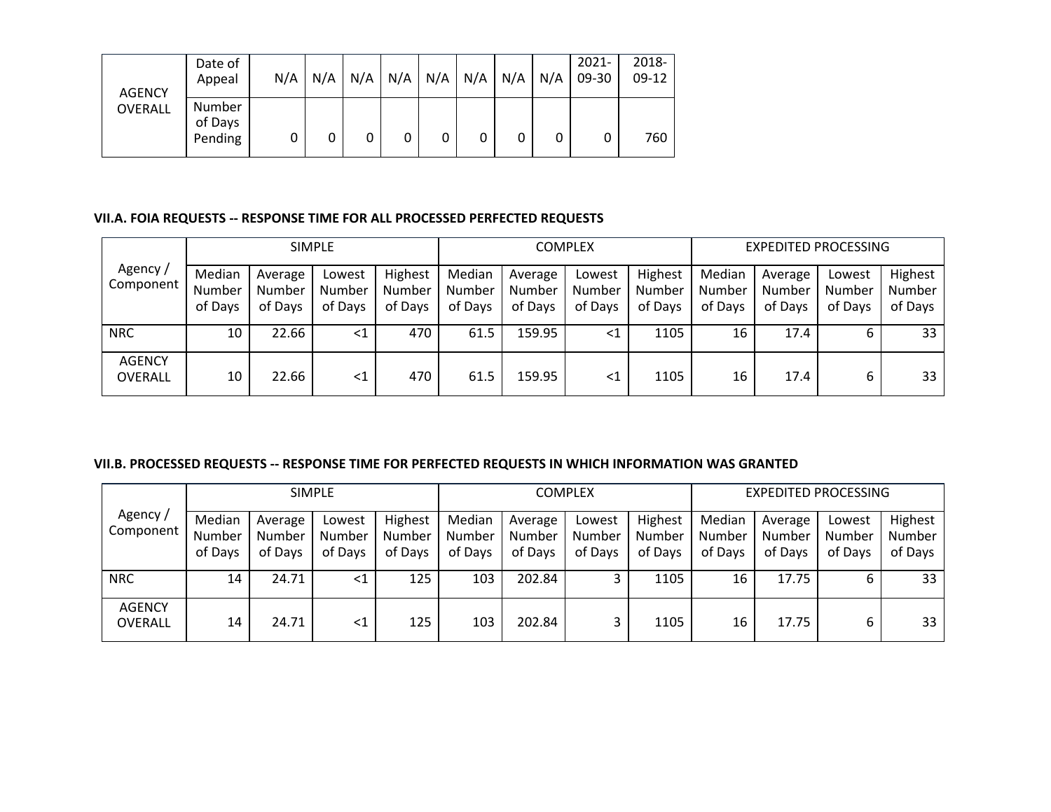| AGENCY OVERALL | Date of Appeal | N/A | N/A | N/A | N/A | N/A | N/A | N/A | N/A | 2021-09-30 | 2018-09-12 |
|---|---|---|---|---|---|---|---|---|---|---|---|
| | Number of Days Pending | 0 | 0 | 0 | 0 | 0 | 0 | 0 | 0 | 0 | 760 |

**VII.A. FOIA REQUESTS -- RESPONSE TIME FOR ALL PROCESSED PERFECTED REQUESTS**

| Agency / Component | SIMPLE | | | | COMPLEX | | | | EXPEDITED PROCESSING | | | |
|---|---|---|---|---|---|---|---|---|---|---|---|---|
| | Median Number of Days | Average Number of Days | Lowest Number of Days | Highest Number of Days | Median Number of Days | Average Number of Days | Lowest Number of Days | Highest Number of Days | Median Number of Days | Average Number of Days | Lowest Number of Days | Highest Number of Days |
| NRC | 10 | 22.66 | <1 | 470 | 61.5 | 159.95 | <1 | 1105 | 16 | 17.4 | 6 | 33 |
| AGENCY OVERALL | 10 | 22.66 | <1 | 470 | 61.5 | 159.95 | <1 | 1105 | 16 | 17.4 | 6 | 33 |

**VII.B. PROCESSED REQUESTS -- RESPONSE TIME FOR PERFECTED REQUESTS IN WHICH INFORMATION WAS GRANTED**

| Agency / Component | SIMPLE | | | | COMPLEX | | | | EXPEDITED PROCESSING | | | |
|---|---|---|---|---|---|---|---|---|---|---|---|---|
| | Median Number of Days | Average Number of Days | Lowest Number of Days | Highest Number of Days | Median Number of Days | Average Number of Days | Lowest Number of Days | Highest Number of Days | Median Number of Days | Average Number of Days | Lowest Number of Days | Highest Number of Days |
| NRC | 14 | 24.71 | <1 | 125 | 103 | 202.84 | 3 | 1105 | 16 | 17.75 | 6 | 33 |
| AGENCY OVERALL | 14 | 24.71 | <1 | 125 | 103 | 202.84 | 3 | 1105 | 16 | 17.75 | 6 | 33 |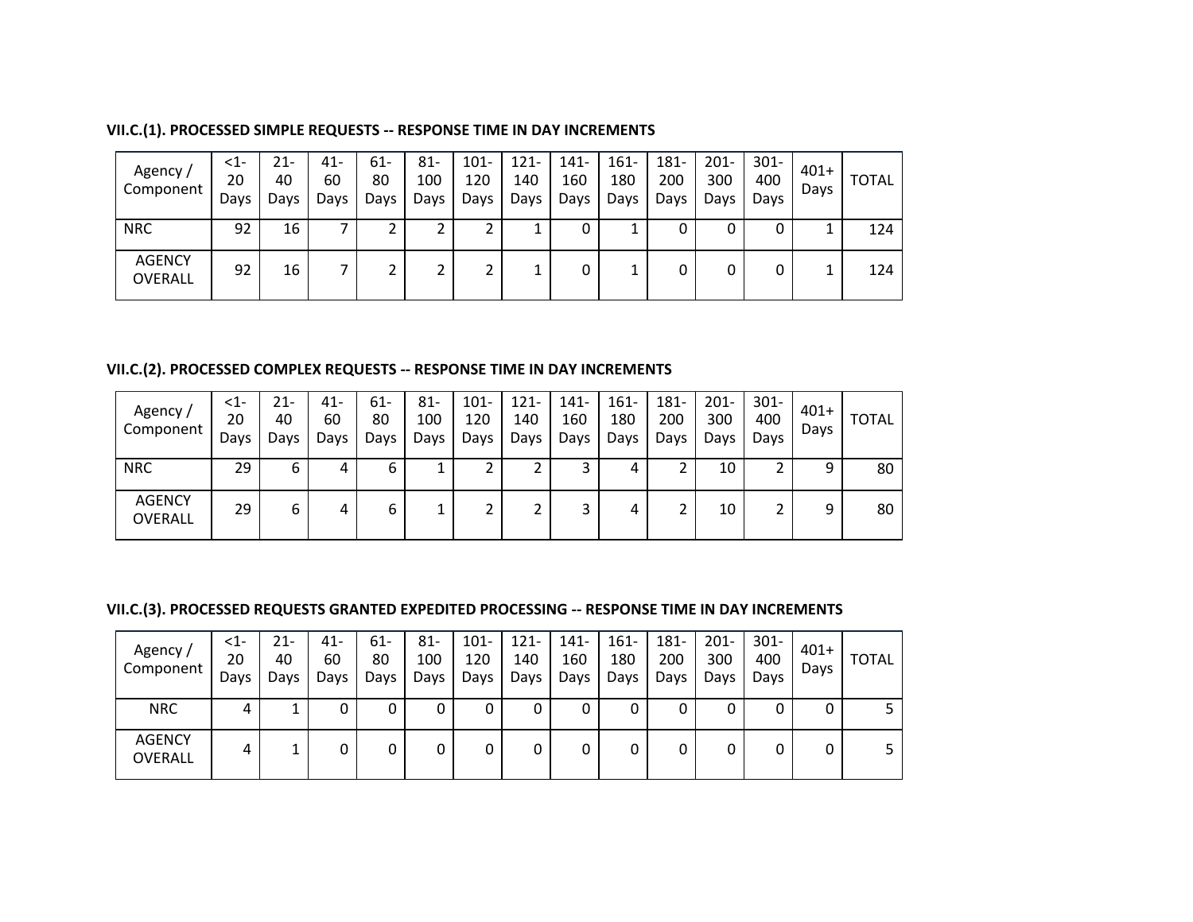### VII.C.(1). PROCESSED SIMPLE REQUESTS -- RESPONSE TIME IN DAY INCREMENTS

| Agency / Component | <1-20 Days | 21-40 Days | 41-60 Days | 61-80 Days | 81-100 Days | 101-120 Days | 121-140 Days | 141-160 Days | 161-180 Days | 181-200 Days | 201-300 Days | 301-400 Days | 401+ Days | TOTAL |
|---|---|---|---|---|---|---|---|---|---|---|---|---|---|---|
| NRC | 92 | 16 | 7 | 2 | 2 | 2 | 1 | 0 | 1 | 0 | 0 | 0 | 1 | 124 |
| AGENCY OVERALL | 92 | 16 | 7 | 2 | 2 | 2 | 1 | 0 | 1 | 0 | 0 | 0 | 1 | 124 |

### VII.C.(2). PROCESSED COMPLEX REQUESTS -- RESPONSE TIME IN DAY INCREMENTS

| Agency / Component | <1-20 Days | 21-40 Days | 41-60 Days | 61-80 Days | 81-100 Days | 101-120 Days | 121-140 Days | 141-160 Days | 161-180 Days | 181-200 Days | 201-300 Days | 301-400 Days | 401+ Days | TOTAL |
|---|---|---|---|---|---|---|---|---|---|---|---|---|---|---|
| NRC | 29 | 6 | 4 | 6 | 1 | 2 | 2 | 3 | 4 | 2 | 10 | 2 | 9 | 80 |
| AGENCY OVERALL | 29 | 6 | 4 | 6 | 1 | 2 | 2 | 3 | 4 | 2 | 10 | 2 | 9 | 80 |

### VII.C.(3). PROCESSED REQUESTS GRANTED EXPEDITED PROCESSING -- RESPONSE TIME IN DAY INCREMENTS

| Agency / Component | <1-20 Days | 21-40 Days | 41-60 Days | 61-80 Days | 81-100 Days | 101-120 Days | 121-140 Days | 141-160 Days | 161-180 Days | 181-200 Days | 201-300 Days | 301-400 Days | 401+ Days | TOTAL |
|---|---|---|---|---|---|---|---|---|---|---|---|---|---|---|
| NRC | 4 | 1 | 0 | 0 | 0 | 0 | 0 | 0 | 0 | 0 | 0 | 0 | 0 | 5 |
| AGENCY OVERALL | 4 | 1 | 0 | 0 | 0 | 0 | 0 | 0 | 0 | 0 | 0 | 0 | 0 | 5 |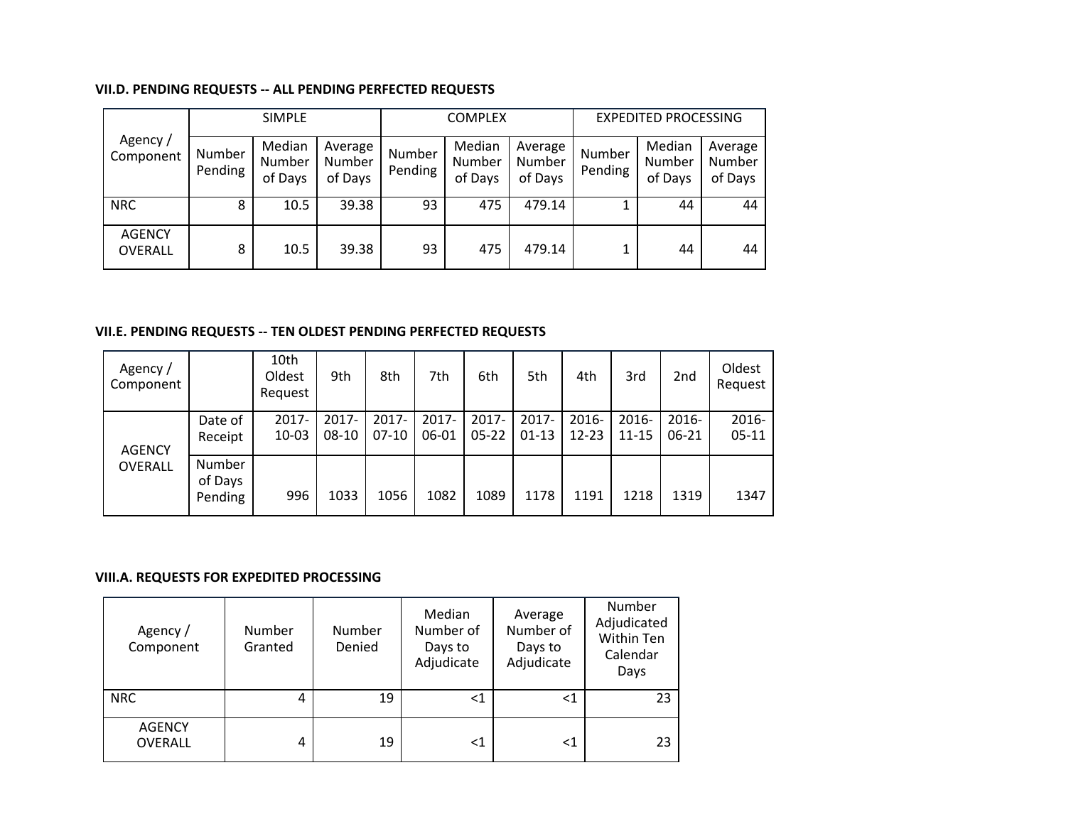### VII.D. PENDING REQUESTS -- ALL PENDING PERFECTED REQUESTS

| Agency / Component | SIMPLE | | | COMPLEX | | | EXPEDITED PROCESSING | | |
|---|---|---|---|---|---|---|---|---|---|
| | Number Pending | Median Number of Days | Average Number of Days | Number Pending | Median Number of Days | Average Number of Days | Number Pending | Median Number of Days | Average Number of Days |
| NRC | 8 | 10.5 | 39.38 | 93 | 475 | 479.14 | 1 | 44 | 44 |
| AGENCY OVERALL | 8 | 10.5 | 39.38 | 93 | 475 | 479.14 | 1 | 44 | 44 |

### VII.E. PENDING REQUESTS -- TEN OLDEST PENDING PERFECTED REQUESTS

| Agency / Component | | 10th Oldest Request | 9th | 8th | 7th | 6th | 5th | 4th | 3rd | 2nd | Oldest Request |
|---|---|---|---|---|---|---|---|---|---|---|---|
| AGENCY OVERALL | Date of Receipt | 2017-10-03 | 2017-08-10 | 2017-07-10 | 2017-06-01 | 2017-05-22 | 2017-01-13 | 2016-12-23 | 2016-11-15 | 2016-06-21 | 2016-05-11 |
| | Number of Days Pending | 996 | 1033 | 1056 | 1082 | 1089 | 1178 | 1191 | 1218 | 1319 | 1347 |

### VIII.A. REQUESTS FOR EXPEDITED PROCESSING

| Agency / Component | Number Granted | Number Denied | Median Number of Days to Adjudicate | Average Number of Days to Adjudicate | Number Adjudicated Within Ten Calendar Days |
|---|---|---|---|---|---|
| NRC | 4 | 19 | <1 | <1 | 23 |
| AGENCY OVERALL | 4 | 19 | <1 | <1 | 23 |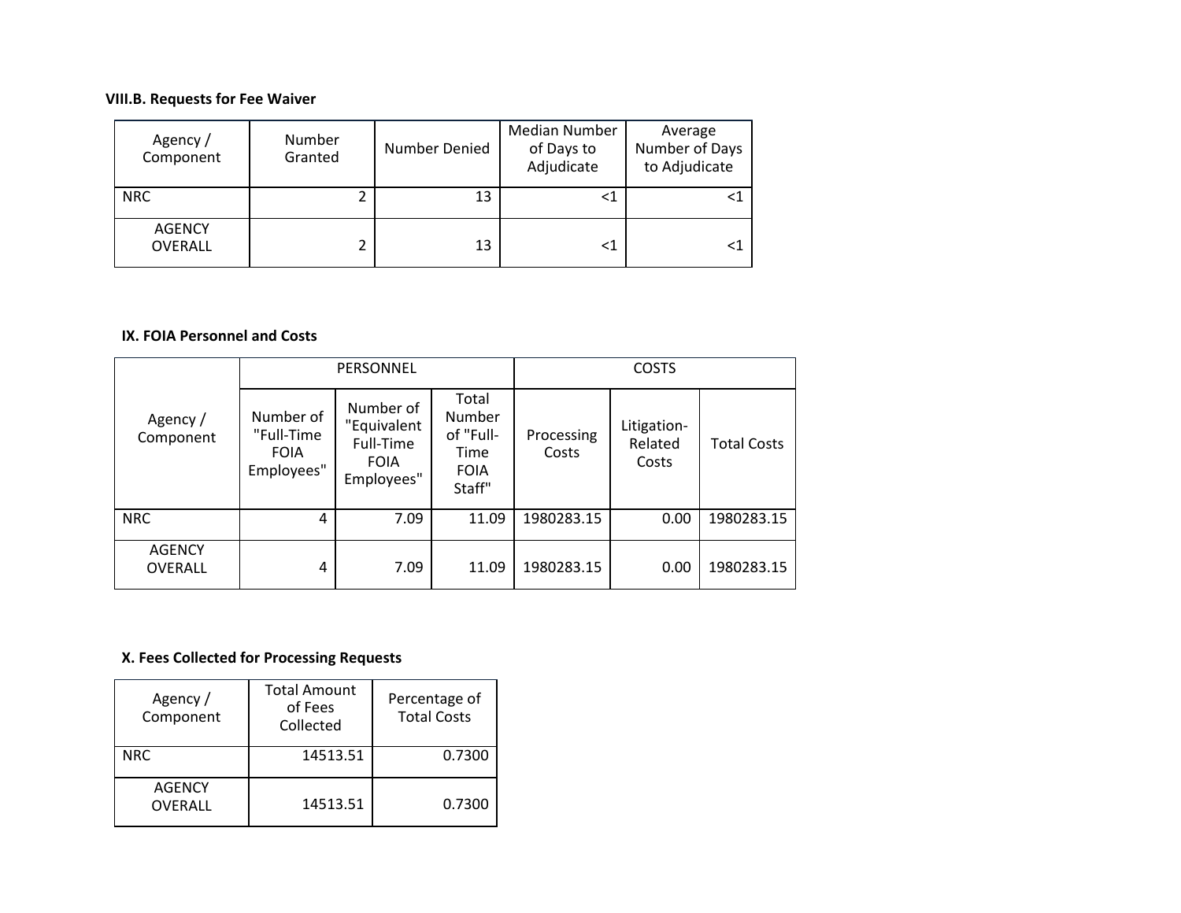### VIII.B. Requests for Fee Waiver

| Agency / Component | Number Granted | Number Denied | Median Number of Days to Adjudicate | Average Number of Days to Adjudicate |
|---|---|---|---|---|
| NRC | 2 | 13 | <1 | <1 |
| AGENCY OVERALL | 2 | 13 | <1 | <1 |

### IX. FOIA Personnel and Costs

| Agency / Component | PERSONNEL | | | COSTS | | |
|---|---|---|---|---|---|---|
| | Number of "Full-Time FOIA Employees" | Number of "Equivalent Full-Time FOIA Employees" | Total Number of "Full-Time FOIA Staff" | Processing Costs | Litigation-Related Costs | Total Costs |
| NRC | 4 | 7.09 | 11.09 | 1980283.15 | 0.00 | 1980283.15 |
| AGENCY OVERALL | 4 | 7.09 | 11.09 | 1980283.15 | 0.00 | 1980283.15 |

### X. Fees Collected for Processing Requests

| Agency / Component | Total Amount of Fees Collected | Percentage of Total Costs |
|---|---|---|
| NRC | 14513.51 | 0.7300 |
| AGENCY OVERALL | 14513.51 | 0.7300 |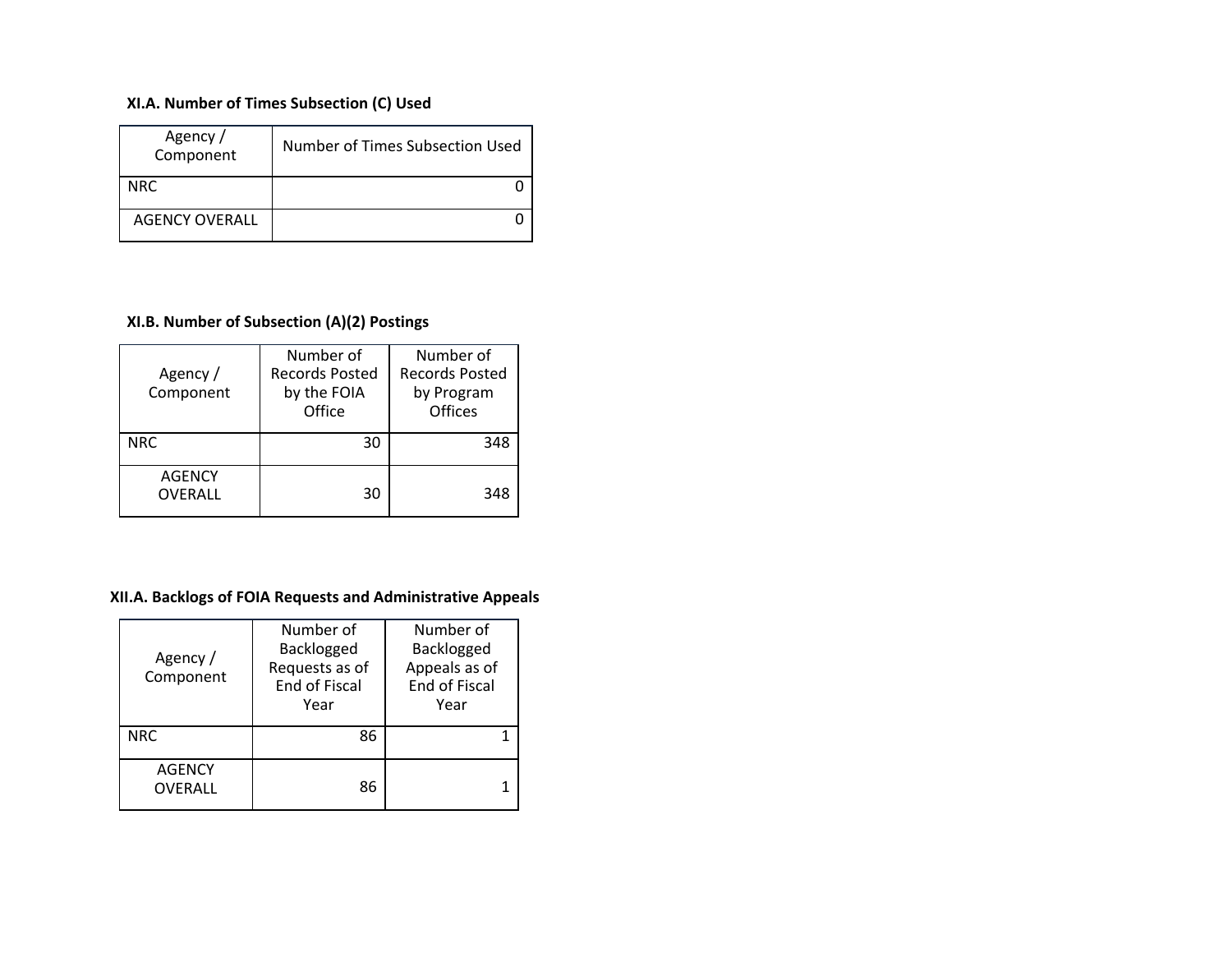### XI.A. Number of Times Subsection (C) Used

| Agency / Component | Number of Times Subsection Used |
|---|---|
| NRC | 0 |
| AGENCY OVERALL | 0 |

### XI.B. Number of Subsection (A)(2) Postings

| Agency / Component | Number of Records Posted by the FOIA Office | Number of Records Posted by Program Offices |
|---|---|---|
| NRC | 30 | 348 |
| AGENCY OVERALL | 30 | 348 |

### XII.A. Backlogs of FOIA Requests and Administrative Appeals

| Agency / Component | Number of Backlogged Requests as of End of Fiscal Year | Number of Backlogged Appeals as of End of Fiscal Year |
|---|---|---|
| NRC | 86 | 1 |
| AGENCY OVERALL | 86 | 1 |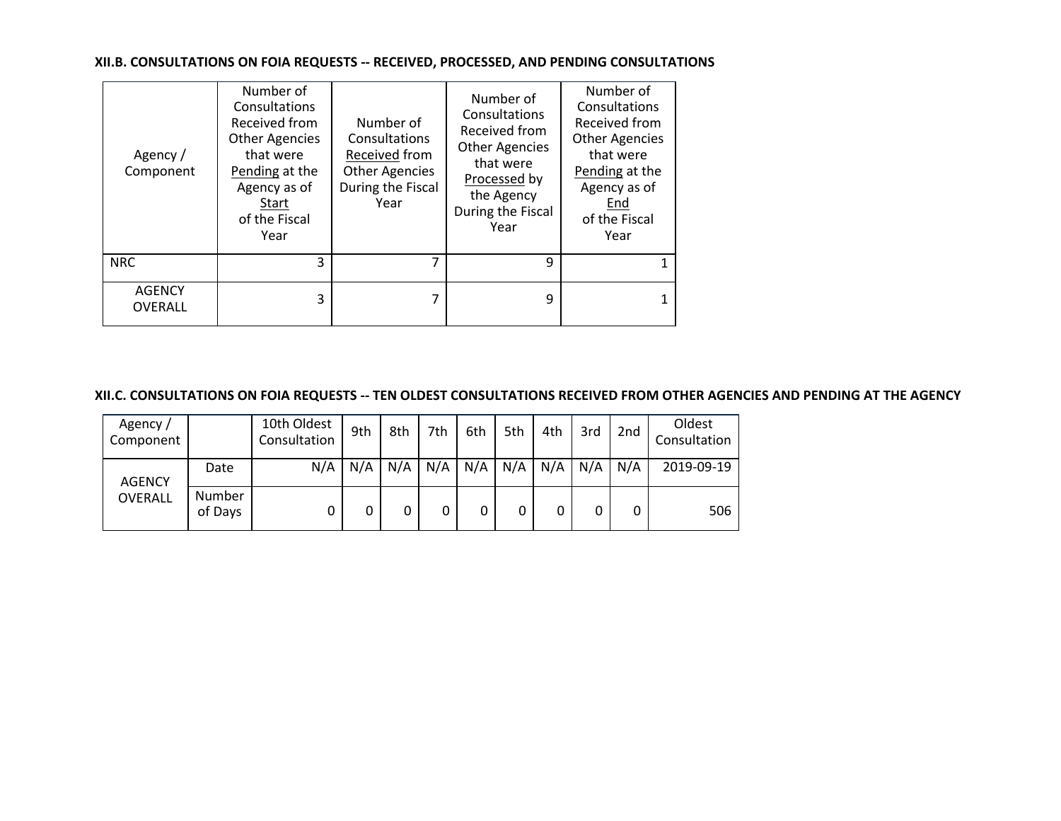### XII.B. CONSULTATIONS ON FOIA REQUESTS -- RECEIVED, PROCESSED, AND PENDING CONSULTATIONS

| Agency / Component | Number of Consultations Received from Other Agencies that were Pending at the Agency as of Start of the Fiscal Year | Number of Consultations Received from Other Agencies During the Fiscal Year | Number of Consultations Received from Other Agencies that were Processed by the Agency During the Fiscal Year | Number of Consultations Received from Other Agencies that were Pending at the Agency as of End of the Fiscal Year |
|---|---|---|---|---|
| NRC | 3 | 7 | 9 | 1 |
| AGENCY OVERALL | 3 | 7 | 9 | 1 |

### XII.C. CONSULTATIONS ON FOIA REQUESTS -- TEN OLDEST CONSULTATIONS RECEIVED FROM OTHER AGENCIES AND PENDING AT THE AGENCY

| Agency / Component | | 10th Oldest Consultation | 9th | 8th | 7th | 6th | 5th | 4th | 3rd | 2nd | Oldest Consultation |
|---|---|---|---|---|---|---|---|---|---|---|---|
| AGENCY OVERALL | Date | N/A | N/A | N/A | N/A | N/A | N/A | N/A | N/A | N/A | 2019-09-19 |
| | Number of Days | 0 | 0 | 0 | 0 | 0 | 0 | 0 | 0 | 0 | 506 |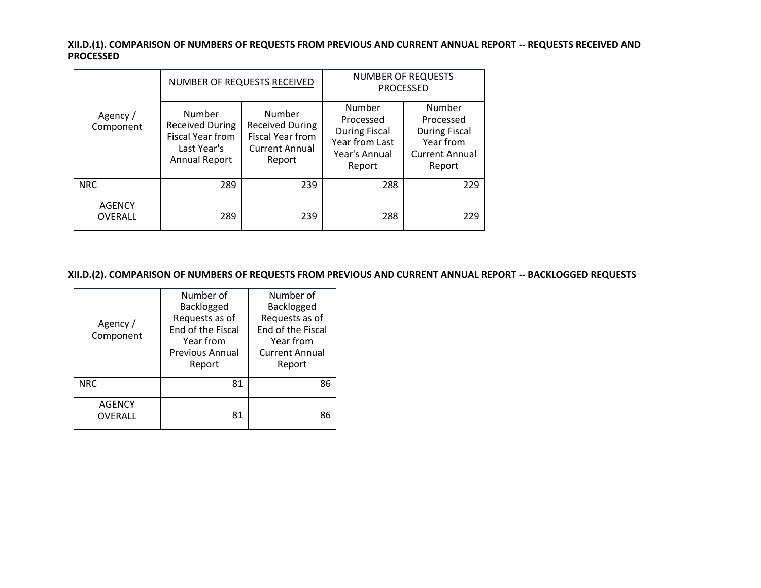**XII.D.(1). COMPARISON OF NUMBERS OF REQUESTS FROM PREVIOUS AND CURRENT ANNUAL REPORT -- REQUESTS RECEIVED AND PROCESSED**

| Agency / Component | NUMBER OF REQUESTS RECEIVED | | NUMBER OF REQUESTS PROCESSED | |
|---|---|---|---|---|
| | Number Received During Fiscal Year from Last Year's Annual Report | Number Received During Fiscal Year from Current Annual Report | Number Processed During Fiscal Year from Last Year's Annual Report | Number Processed During Fiscal Year from Current Annual Report |
| NRC | 289 | 239 | 288 | 229 |
| AGENCY OVERALL | 289 | 239 | 288 | 229 |

**XII.D.(2). COMPARISON OF NUMBERS OF REQUESTS FROM PREVIOUS AND CURRENT ANNUAL REPORT -- BACKLOGGED REQUESTS**

| Agency / Component | Number of Backlogged Requests as of End of the Fiscal Year from Previous Annual Report | Number of Backlogged Requests as of End of the Fiscal Year from Current Annual Report |
|---|---|---|
| NRC | 81 | 86 |
| AGENCY OVERALL | 81 | 86 |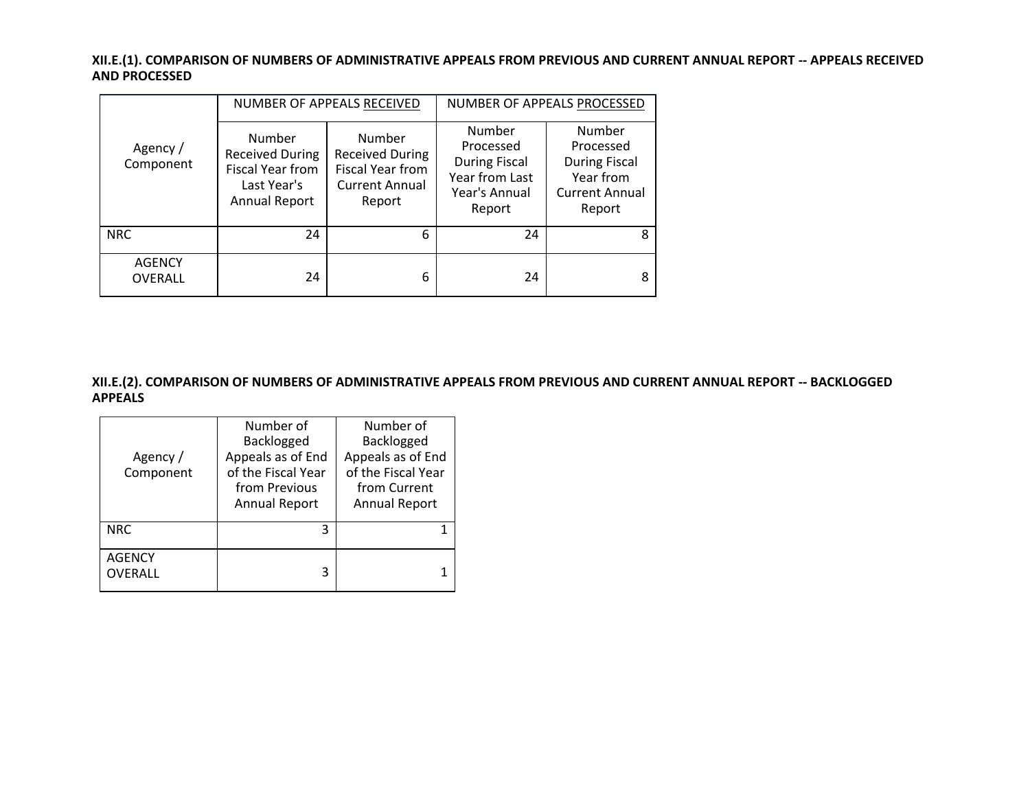**XII.E.(1). COMPARISON OF NUMBERS OF ADMINISTRATIVE APPEALS FROM PREVIOUS AND CURRENT ANNUAL REPORT -- APPEALS RECEIVED AND PROCESSED**

| Agency / Component | NUMBER OF APPEALS RECEIVED | | NUMBER OF APPEALS PROCESSED | |
|---|---|---|---|---|
| | Number Received During Fiscal Year from Last Year's Annual Report | Number Received During Fiscal Year from Current Annual Report | Number Processed During Fiscal Year from Last Year's Annual Report | Number Processed During Fiscal Year from Current Annual Report |
| NRC | 24 | 6 | 24 | 8 |
| AGENCY OVERALL | 24 | 6 | 24 | 8 |

**XII.E.(2). COMPARISON OF NUMBERS OF ADMINISTRATIVE APPEALS FROM PREVIOUS AND CURRENT ANNUAL REPORT -- BACKLOGGED APPEALS**

| Agency / Component | Number of Backlogged Appeals as of End of the Fiscal Year from Previous Annual Report | Number of Backlogged Appeals as of End of the Fiscal Year from Current Annual Report |
|---|---|---|
| NRC | 3 | 1 |
| AGENCY OVERALL | 3 | 1 |